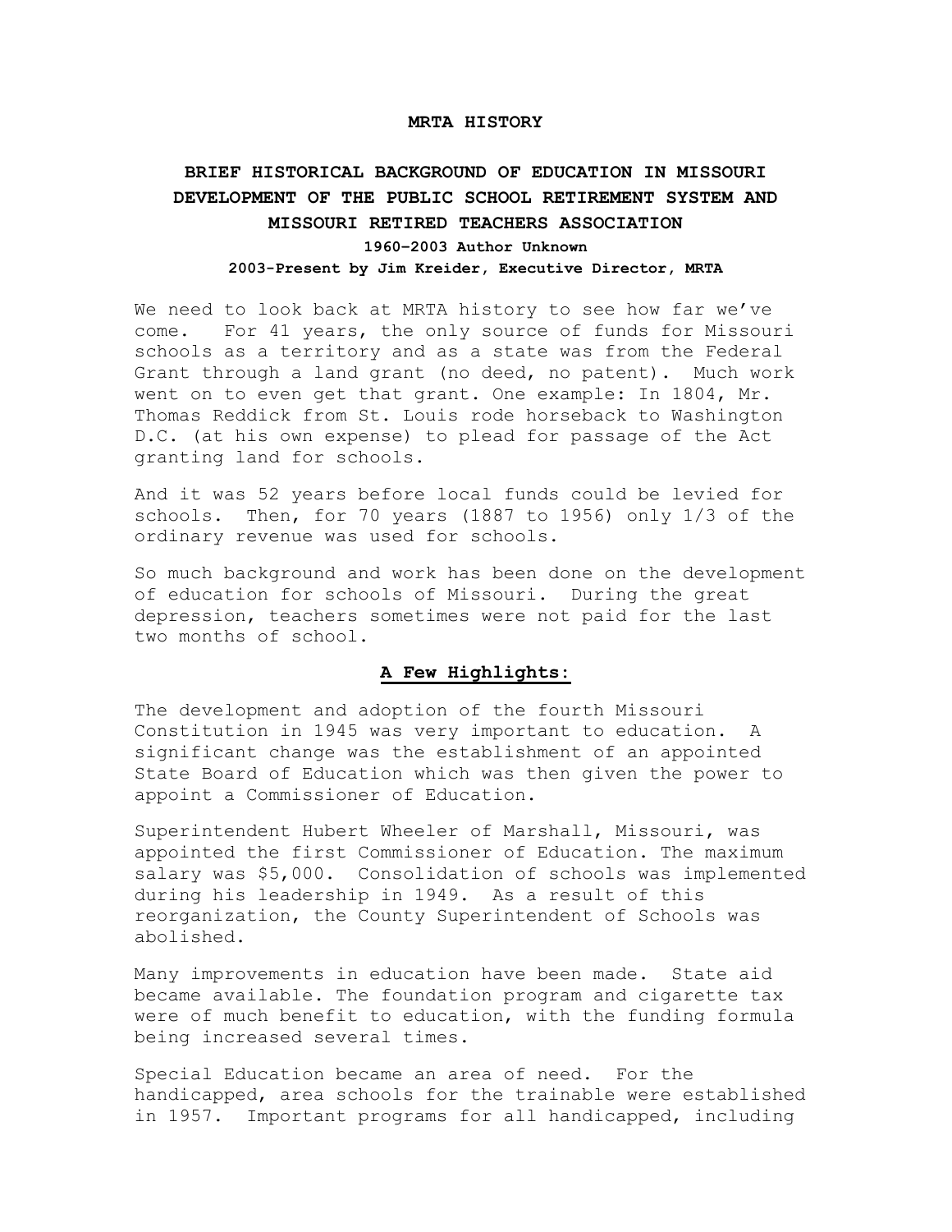# MRTA HISTORY

## BRIEF HISTORICAL BACKGROUND OF EDUCATION IN MISSOURI DEVELOPMENT OF THE PUBLIC SCHOOL RETIREMENT SYSTEM AND MISSOURI RETIRED TEACHERS ASSOCIATION

**1960-2003 Author Unknown**

**2003-Present by Jim Kreider, Executive Director, MRTA**

We need to look back at MRTA history to see how far we've come. For 41 years, the only source of funds for Missouri schools as a territory and as a state was from the Federal Grant through a land grant (no deed, no patent). Much work went on to even get that grant. One example: In 1804, Mr. Thomas Reddick from St. Louis rode horseback to Washington D.C. (at his own expense) to plead for passage of the Act granting land for schools.

And it was 52 years before local funds could be levied for schools. Then, for 70 years (1887 to 1956) only 1/3 of the ordinary revenue was used for schools.

So much background and work has been done on the development of education for schools of Missouri. During the great depression, teachers sometimes were not paid for the last two months of school.

### A Few Highlights:

The development and adoption of the fourth Missouri Constitution in 1945 was very important to education. A significant change was the establishment of an appointed State Board of Education which was then given the power to appoint a Commissioner of Education.

Superintendent Hubert Wheeler of Marshall, Missouri, was appointed the first Commissioner of Education. The maximum salary was $5,000. Consolidation of schools was implemented during his leadership in 1949. As a result of this reorganization, the County Superintendent of Schools was abolished.

Many improvements in education have been made. State aid became available. The foundation program and cigarette tax were of much benefit to education, with the funding formula being increased several times.

Special Education became an area of need. For the handicapped, area schools for the trainable were established in 1957. Important programs for all handicapped, including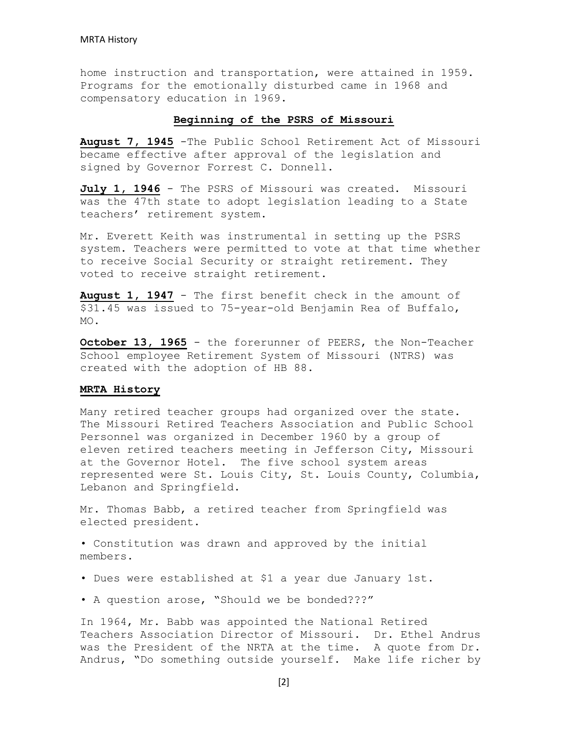home instruction and transportation, were attained in 1959. Programs for the emotionally disturbed came in 1968 and compensatory education in 1969.

## Beginning of the PSRS of Missouri

**August 7, 1945** -The Public School Retirement Act of Missouri became effective after approval of the legislation and signed by Governor Forrest C. Donnell.

**July 1, 1946** - The PSRS of Missouri was created. Missouri was the 47th state to adopt legislation leading to a State teachers' retirement system.

Mr. Everett Keith was instrumental in setting up the PSRS system. Teachers were permitted to vote at that time whether to receive Social Security or straight retirement. They voted to receive straight retirement.

**August 1, 1947** - The first benefit check in the amount of $31.45 was issued to 75-year-old Benjamin Rea of Buffalo, MO.

**October 13, 1965** - the forerunner of PEERS, the Non-Teacher School employee Retirement System of Missouri (NTRS) was created with the adoption of HB 88.

## MRTA History

Many retired teacher groups had organized over the state. The Missouri Retired Teachers Association and Public School Personnel was organized in December 1960 by a group of eleven retired teachers meeting in Jefferson City, Missouri at the Governor Hotel. The five school system areas represented were St. Louis City, St. Louis County, Columbia, Lebanon and Springfield.

Mr. Thomas Babb, a retired teacher from Springfield was elected president.

- Constitution was drawn and approved by the initial members.
- Dues were established at $1 a year due January 1st.
- A question arose, "Should we be bonded???"

In 1964, Mr. Babb was appointed the National Retired Teachers Association Director of Missouri. Dr. Ethel Andrus was the President of the NRTA at the time. A quote from Dr. Andrus, "Do something outside yourself. Make life richer by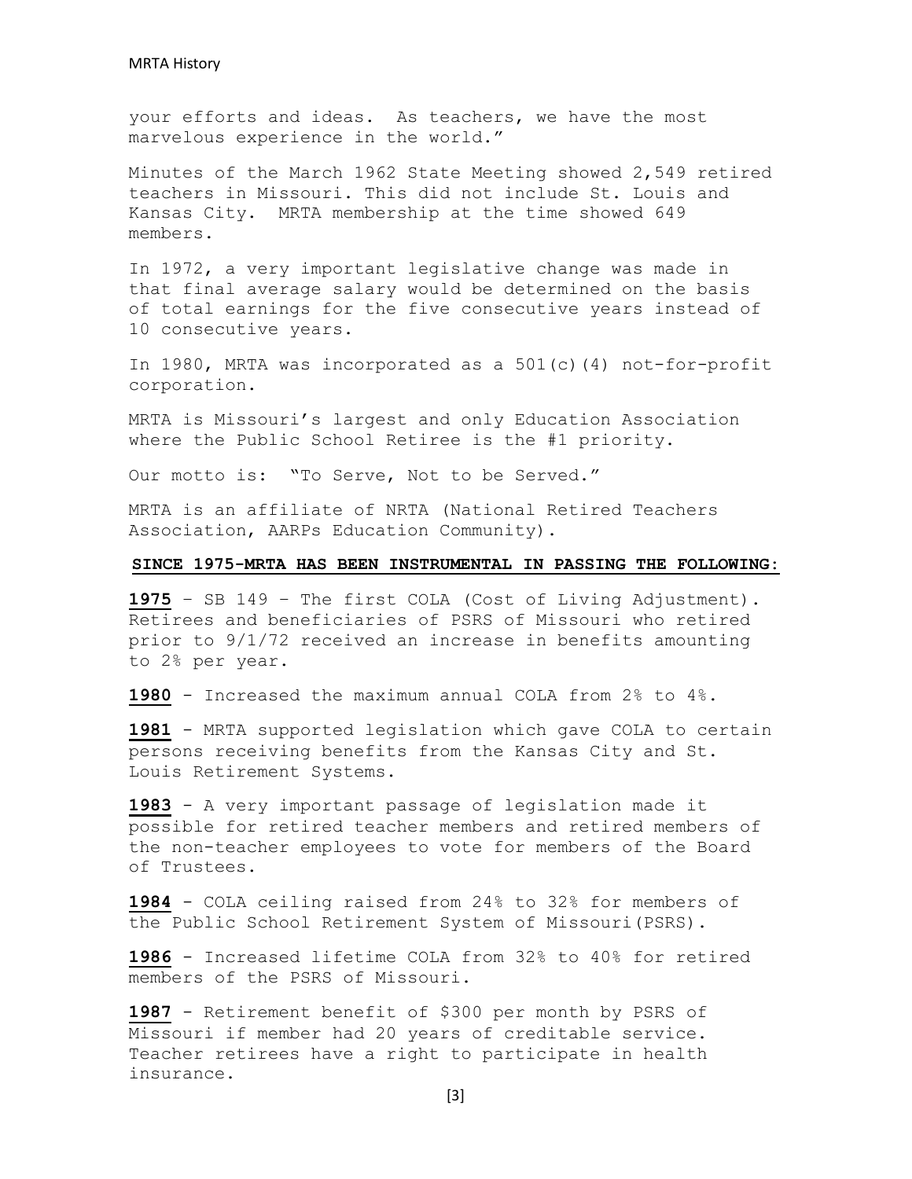your efforts and ideas. As teachers, we have the most marvelous experience in the world."

Minutes of the March 1962 State Meeting showed 2,549 retired teachers in Missouri. This did not include St. Louis and Kansas City. MRTA membership at the time showed 649 members.

In 1972, a very important legislative change was made in that final average salary would be determined on the basis of total earnings for the five consecutive years instead of 10 consecutive years.

In 1980, MRTA was incorporated as a 501(c)(4) not-for-profit corporation.

MRTA is Missouri's largest and only Education Association where the Public School Retiree is the #1 priority.

Our motto is: "To Serve, Not to be Served."

MRTA is an affiliate of NRTA (National Retired Teachers Association, AARPs Education Community).

**SINCE 1975-MRTA HAS BEEN INSTRUMENTAL IN PASSING THE FOLLOWING:**

**1975** – SB 149 – The first COLA (Cost of Living Adjustment). Retirees and beneficiaries of PSRS of Missouri who retired prior to 9/1/72 received an increase in benefits amounting to 2% per year.

**1980** - Increased the maximum annual COLA from 2% to 4%.

**1981** - MRTA supported legislation which gave COLA to certain persons receiving benefits from the Kansas City and St. Louis Retirement Systems.

**1983** - A very important passage of legislation made it possible for retired teacher members and retired members of the non-teacher employees to vote for members of the Board of Trustees.

**1984** - COLA ceiling raised from 24% to 32% for members of the Public School Retirement System of Missouri(PSRS).

**1986** - Increased lifetime COLA from 32% to 40% for retired members of the PSRS of Missouri.

**1987** - Retirement benefit of $300 per month by PSRS of Missouri if member had 20 years of creditable service. Teacher retirees have a right to participate in health insurance.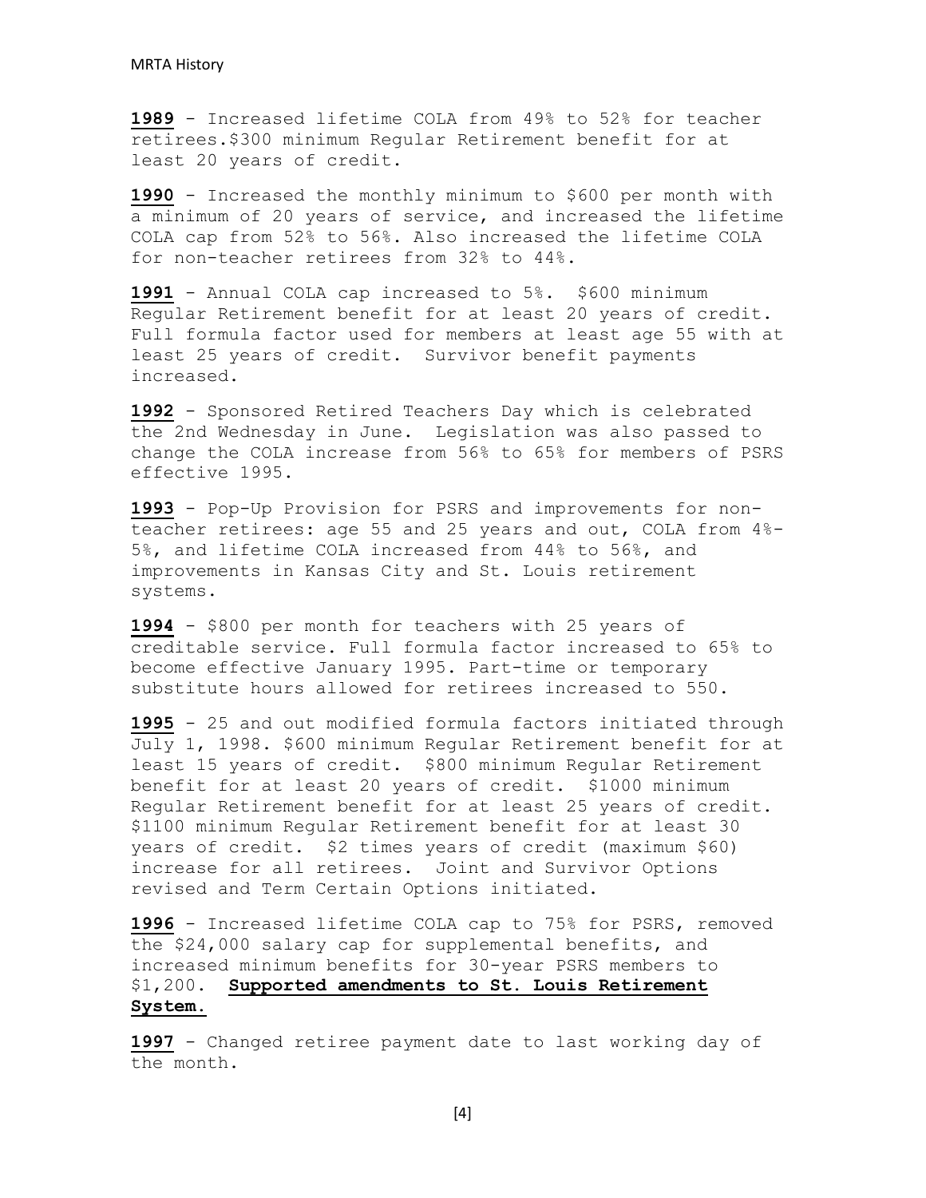**1989** - Increased lifetime COLA from 49% to 52% for teacher retirees.$300 minimum Regular Retirement benefit for at least 20 years of credit.

**1990** - Increased the monthly minimum to $600 per month with a minimum of 20 years of service, and increased the lifetime COLA cap from 52% to 56%. Also increased the lifetime COLA for non-teacher retirees from 32% to 44%.

**1991** - Annual COLA cap increased to 5%. $600 minimum Regular Retirement benefit for at least 20 years of credit. Full formula factor used for members at least age 55 with at least 25 years of credit. Survivor benefit payments increased.

**1992** - Sponsored Retired Teachers Day which is celebrated the 2nd Wednesday in June. Legislation was also passed to change the COLA increase from 56% to 65% for members of PSRS effective 1995.

**1993** - Pop-Up Provision for PSRS and improvements for non-teacher retirees: age 55 and 25 years and out, COLA from 4%-5%, and lifetime COLA increased from 44% to 56%, and improvements in Kansas City and St. Louis retirement systems.

**1994** - $800 per month for teachers with 25 years of creditable service. Full formula factor increased to 65% to become effective January 1995. Part-time or temporary substitute hours allowed for retirees increased to 550.

**1995** - 25 and out modified formula factors initiated through July 1, 1998. $600 minimum Regular Retirement benefit for at least 15 years of credit. $800 minimum Regular Retirement benefit for at least 20 years of credit. $1000 minimum Regular Retirement benefit for at least 25 years of credit. $1100 minimum Regular Retirement benefit for at least 30 years of credit. $2 times years of credit (maximum $60) increase for all retirees. Joint and Survivor Options revised and Term Certain Options initiated.

**1996** - Increased lifetime COLA cap to 75% for PSRS, removed the $24,000 salary cap for supplemental benefits, and increased minimum benefits for 30-year PSRS members to $1,200. **Supported amendments to St. Louis Retirement System.**

**1997** - Changed retiree payment date to last working day of the month.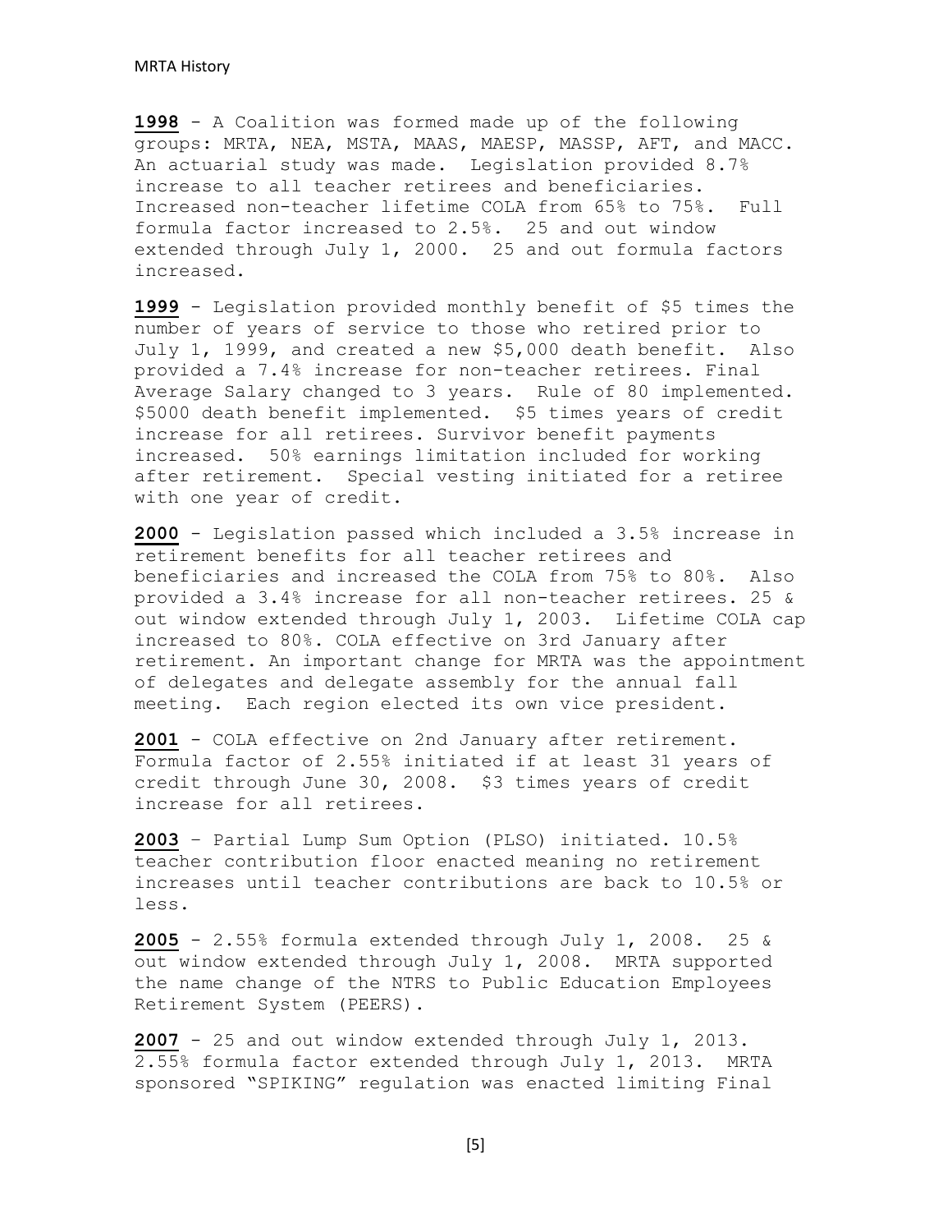**1998** - A Coalition was formed made up of the following groups: MRTA, NEA, MSTA, MAAS, MAESP, MASSP, AFT, and MACC. An actuarial study was made. Legislation provided 8.7% increase to all teacher retirees and beneficiaries. Increased non-teacher lifetime COLA from 65% to 75%. Full formula factor increased to 2.5%. 25 and out window extended through July 1, 2000. 25 and out formula factors increased.

**1999** - Legislation provided monthly benefit of $5 times the number of years of service to those who retired prior to July 1, 1999, and created a new $5,000 death benefit. Also provided a 7.4% increase for non-teacher retirees. Final Average Salary changed to 3 years. Rule of 80 implemented. $5000 death benefit implemented. $5 times years of credit increase for all retirees. Survivor benefit payments increased. 50% earnings limitation included for working after retirement. Special vesting initiated for a retiree with one year of credit.

**2000** - Legislation passed which included a 3.5% increase in retirement benefits for all teacher retirees and beneficiaries and increased the COLA from 75% to 80%. Also provided a 3.4% increase for all non-teacher retirees. 25 & out window extended through July 1, 2003. Lifetime COLA cap increased to 80%. COLA effective on 3rd January after retirement. An important change for MRTA was the appointment of delegates and delegate assembly for the annual fall meeting. Each region elected its own vice president.

**2001** - COLA effective on 2nd January after retirement. Formula factor of 2.55% initiated if at least 31 years of credit through June 30, 2008. $3 times years of credit increase for all retirees.

**2003** – Partial Lump Sum Option (PLSO) initiated. 10.5% teacher contribution floor enacted meaning no retirement increases until teacher contributions are back to 10.5% or less.

**2005** - 2.55% formula extended through July 1, 2008. 25 & out window extended through July 1, 2008. MRTA supported the name change of the NTRS to Public Education Employees Retirement System (PEERS).

**2007** - 25 and out window extended through July 1, 2013. 2.55% formula factor extended through July 1, 2013. MRTA sponsored "SPIKING" regulation was enacted limiting Final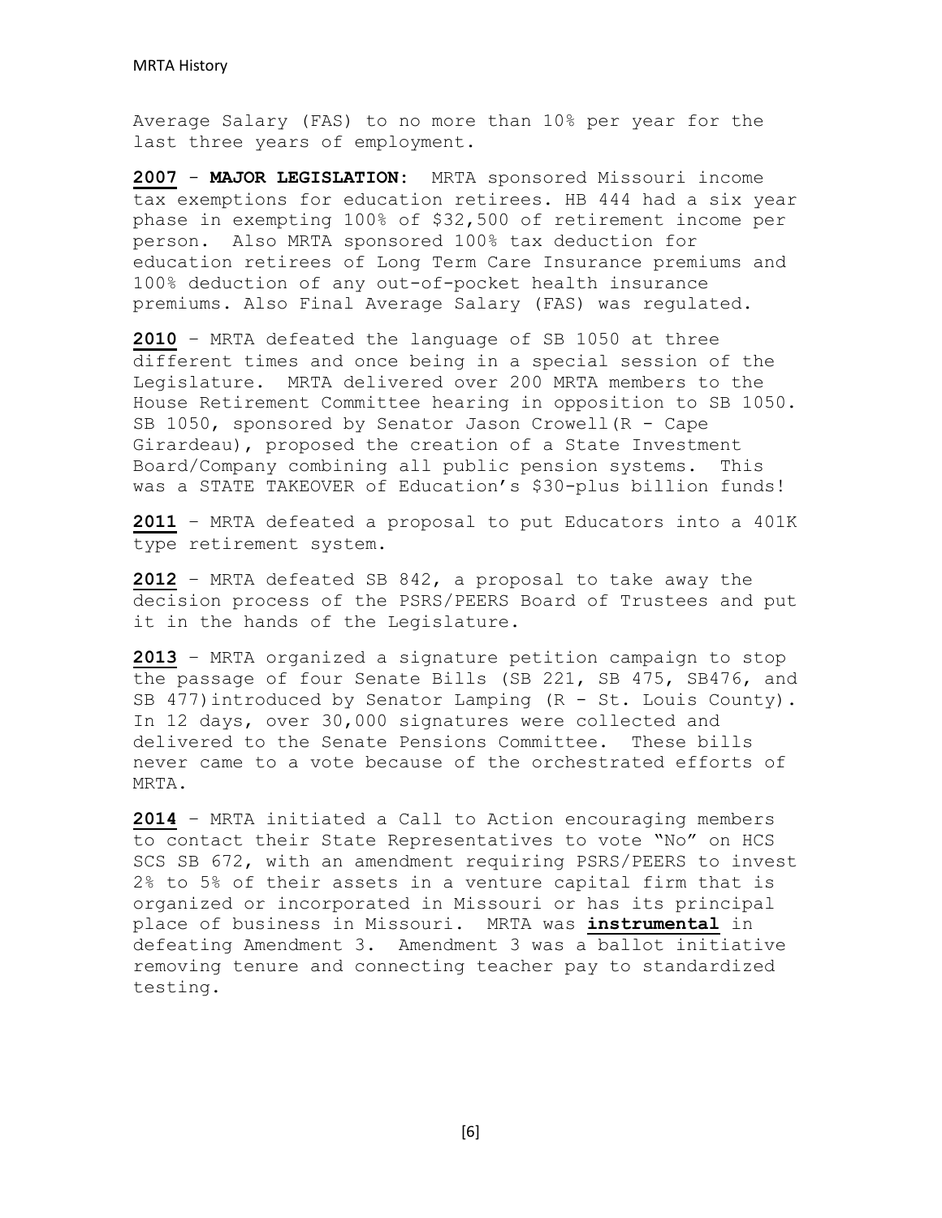Average Salary (FAS) to no more than 10% per year for the last three years of employment.

**2007** - **MAJOR LEGISLATION:** MRTA sponsored Missouri income tax exemptions for education retirees. HB 444 had a six year phase in exempting 100% of $32,500 of retirement income per person. Also MRTA sponsored 100% tax deduction for education retirees of Long Term Care Insurance premiums and 100% deduction of any out-of-pocket health insurance premiums. Also Final Average Salary (FAS) was regulated.

**2010** – MRTA defeated the language of SB 1050 at three different times and once being in a special session of the Legislature. MRTA delivered over 200 MRTA members to the House Retirement Committee hearing in opposition to SB 1050. SB 1050, sponsored by Senator Jason Crowell(R - Cape Girardeau), proposed the creation of a State Investment Board/Company combining all public pension systems. This was a STATE TAKEOVER of Education's $30-plus billion funds!

**2011** – MRTA defeated a proposal to put Educators into a 401K type retirement system.

**2012** – MRTA defeated SB 842, a proposal to take away the decision process of the PSRS/PEERS Board of Trustees and put it in the hands of the Legislature.

**2013** – MRTA organized a signature petition campaign to stop the passage of four Senate Bills (SB 221, SB 475, SB476, and SB 477)introduced by Senator Lamping (R - St. Louis County). In 12 days, over 30,000 signatures were collected and delivered to the Senate Pensions Committee. These bills never came to a vote because of the orchestrated efforts of MRTA.

**2014** – MRTA initiated a Call to Action encouraging members to contact their State Representatives to vote "No" on HCS SCS SB 672, with an amendment requiring PSRS/PEERS to invest 2% to 5% of their assets in a venture capital firm that is organized or incorporated in Missouri or has its principal place of business in Missouri. MRTA was **instrumental** in defeating Amendment 3. Amendment 3 was a ballot initiative removing tenure and connecting teacher pay to standardized testing.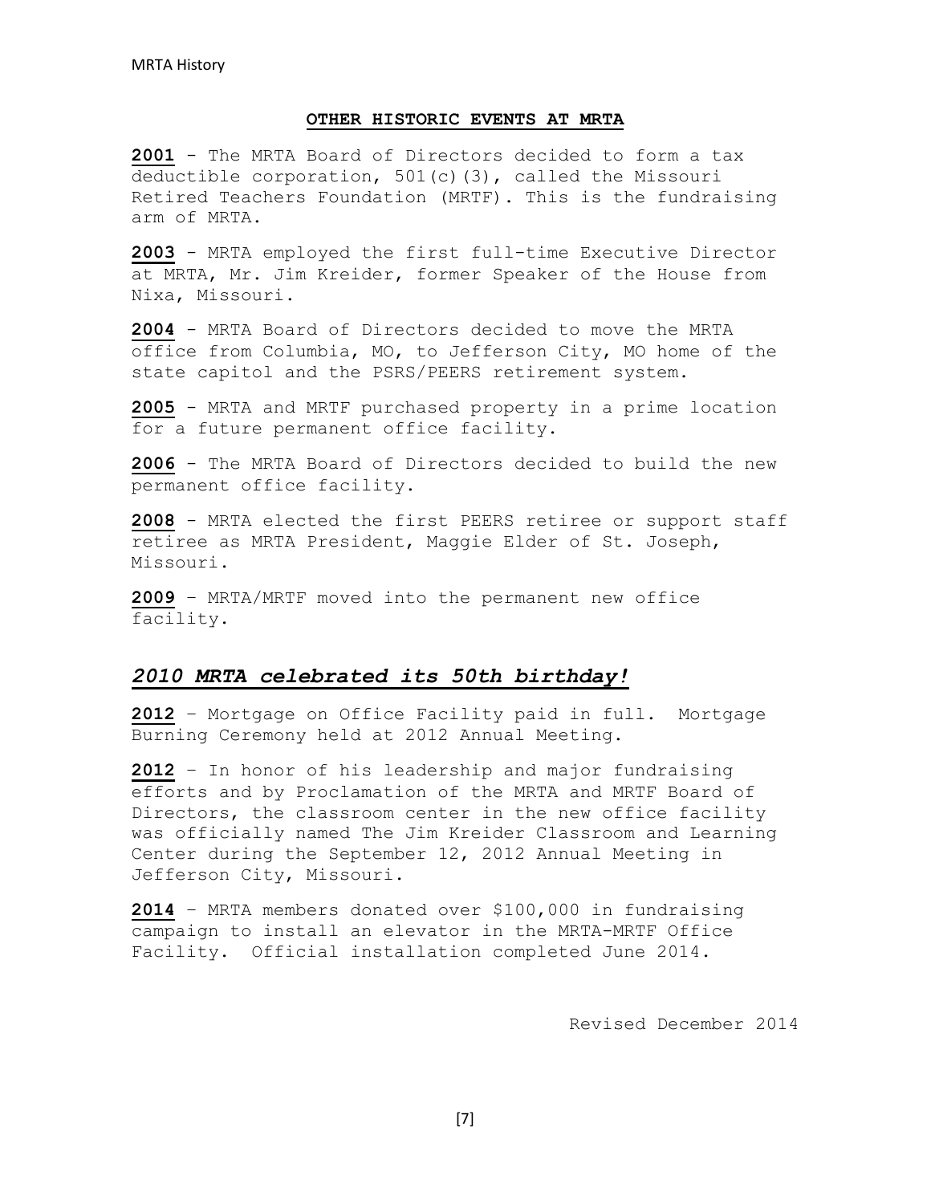## OTHER HISTORIC EVENTS AT MRTA

**2001** - The MRTA Board of Directors decided to form a tax deductible corporation, 501(c)(3), called the Missouri Retired Teachers Foundation (MRTF). This is the fundraising arm of MRTA.

**2003** - MRTA employed the first full-time Executive Director at MRTA, Mr. Jim Kreider, former Speaker of the House from Nixa, Missouri.

**2004** - MRTA Board of Directors decided to move the MRTA office from Columbia, MO, to Jefferson City, MO home of the state capitol and the PSRS/PEERS retirement system.

**2005** - MRTA and MRTF purchased property in a prime location for a future permanent office facility.

**2006** - The MRTA Board of Directors decided to build the new permanent office facility.

**2008** - MRTA elected the first PEERS retiree or support staff retiree as MRTA President, Maggie Elder of St. Joseph, Missouri.

**2009** – MRTA/MRTF moved into the permanent new office facility.

## *2010 MRTA celebrated its 50th birthday!*

**2012** – Mortgage on Office Facility paid in full. Mortgage Burning Ceremony held at 2012 Annual Meeting.

**2012** – In honor of his leadership and major fundraising efforts and by Proclamation of the MRTA and MRTF Board of Directors, the classroom center in the new office facility was officially named The Jim Kreider Classroom and Learning Center during the September 12, 2012 Annual Meeting in Jefferson City, Missouri.

**2014** – MRTA members donated over $100,000 in fundraising campaign to install an elevator in the MRTA-MRTF Office Facility. Official installation completed June 2014.

Revised December 2014